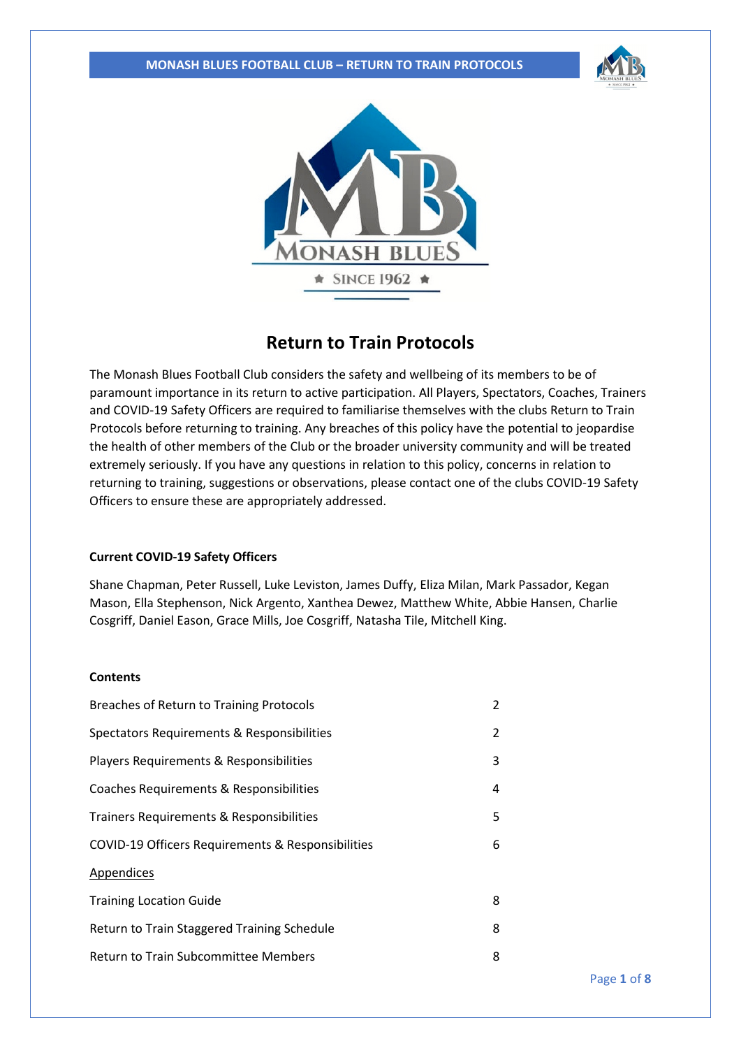# Return to Train Protocols

The Monash Blues Football Club considers the safety and wellbeing of its members to be of paramount importance in its return to active participation. All Players, Spectators, Coaches, Trainers and COVID-19 Safety Officers are required to familiarise themselves with the clubs Return to Train Protocols before returning to training. Any breaches of this policy have the potential to jeopardise the health of other members of the Club or the broader university community and will be treated extremely seriously. If you have any questions in relation to this policy, concerns in relation to returning to training, suggestions or observations, please contact one of the clubs COVID-19 Safety Officers to ensure these are appropriately addressed.

**Current COVID-19 Safety Officers**

Shane Chapman, Peter Russell, Luke Leviston, James Duffy, Eliza Milan, Mark Passador, Kegan Mason, Ella Stephenson, Nick Argento, Xanthea Dewez, Matthew White, Abbie Hansen, Charlie Cosgriff, Daniel Eason, Grace Mills, Joe Cosgriff, Natasha Tile, Mitchell King.

**Contents**

| | |
|---|---|
| Breaches of Return to Training Protocols | 2 |
| Spectators Requirements & Responsibilities | 2 |
| Players Requirements & Responsibilities | 3 |
| Coaches Requirements & Responsibilities | 4 |
| Trainers Requirements & Responsibilities | 5 |
| COVID-19 Officers Requirements & Responsibilities | 6 |
| Appendices | |
| Training Location Guide | 8 |
| Return to Train Staggered Training Schedule | 8 |
| Return to Train Subcommittee Members | 8 |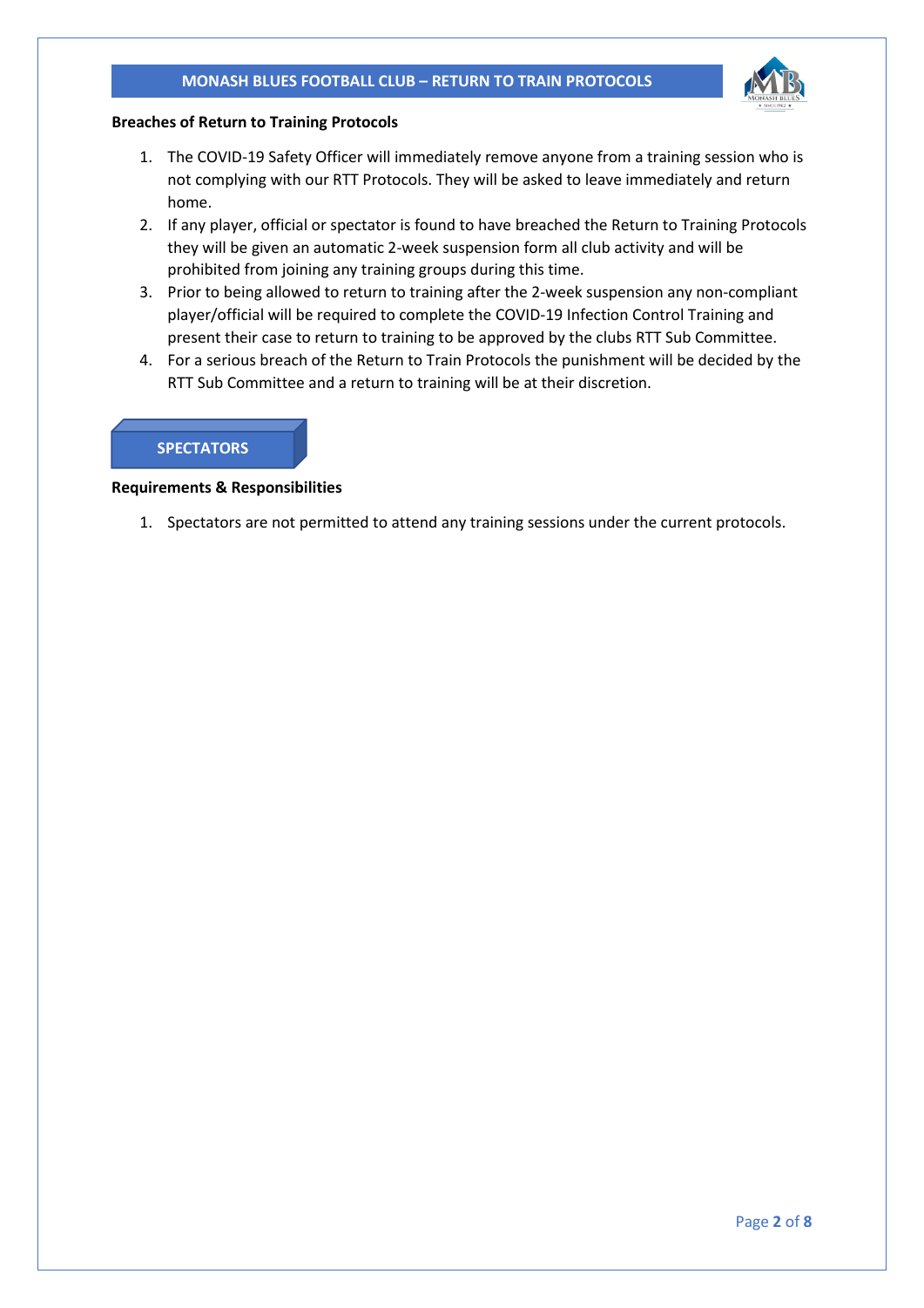**Breaches of Return to Training Protocols**

1. The COVID-19 Safety Officer will immediately remove anyone from a training session who is not complying with our RTT Protocols. They will be asked to leave immediately and return home.
2. If any player, official or spectator is found to have breached the Return to Training Protocols they will be given an automatic 2-week suspension form all club activity and will be prohibited from joining any training groups during this time.
3. Prior to being allowed to return to training after the 2-week suspension any non-compliant player/official will be required to complete the COVID-19 Infection Control Training and present their case to return to training to be approved by the clubs RTT Sub Committee.
4. For a serious breach of the Return to Train Protocols the punishment will be decided by the RTT Sub Committee and a return to training will be at their discretion.

## SPECTATORS

**Requirements & Responsibilities**

1. Spectators are not permitted to attend any training sessions under the current protocols.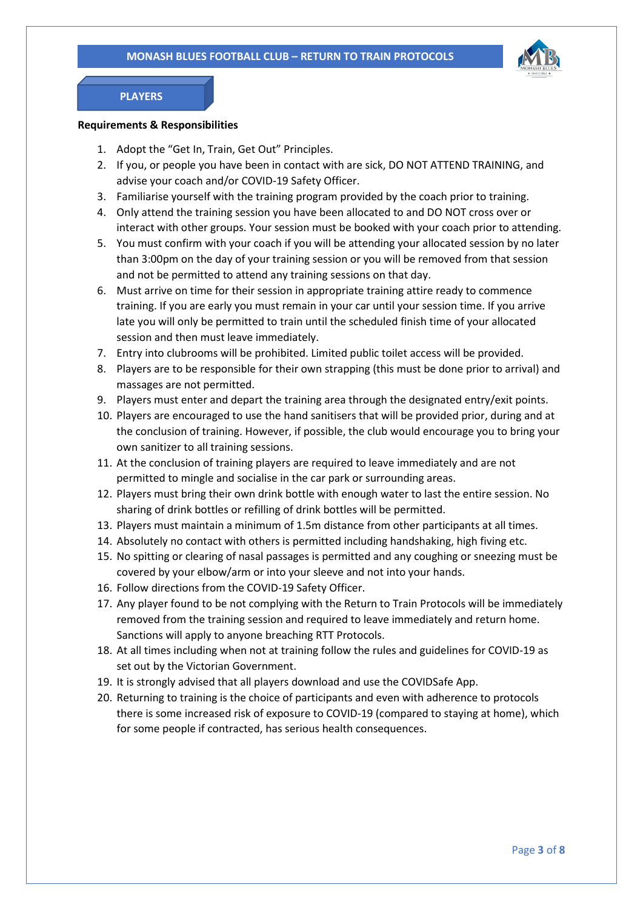## PLAYERS

**Requirements & Responsibilities**

1. Adopt the "Get In, Train, Get Out" Principles.
2. If you, or people you have been in contact with are sick, DO NOT ATTEND TRAINING, and advise your coach and/or COVID-19 Safety Officer.
3. Familiarise yourself with the training program provided by the coach prior to training.
4. Only attend the training session you have been allocated to and DO NOT cross over or interact with other groups. Your session must be booked with your coach prior to attending.
5. You must confirm with your coach if you will be attending your allocated session by no later than 3:00pm on the day of your training session or you will be removed from that session and not be permitted to attend any training sessions on that day.
6. Must arrive on time for their session in appropriate training attire ready to commence training. If you are early you must remain in your car until your session time. If you arrive late you will only be permitted to train until the scheduled finish time of your allocated session and then must leave immediately.
7. Entry into clubrooms will be prohibited. Limited public toilet access will be provided.
8. Players are to be responsible for their own strapping (this must be done prior to arrival) and massages are not permitted.
9. Players must enter and depart the training area through the designated entry/exit points.
10. Players are encouraged to use the hand sanitisers that will be provided prior, during and at the conclusion of training. However, if possible, the club would encourage you to bring your own sanitizer to all training sessions.
11. At the conclusion of training players are required to leave immediately and are not permitted to mingle and socialise in the car park or surrounding areas.
12. Players must bring their own drink bottle with enough water to last the entire session. No sharing of drink bottles or refilling of drink bottles will be permitted.
13. Players must maintain a minimum of 1.5m distance from other participants at all times.
14. Absolutely no contact with others is permitted including handshaking, high fiving etc.
15. No spitting or clearing of nasal passages is permitted and any coughing or sneezing must be covered by your elbow/arm or into your sleeve and not into your hands.
16. Follow directions from the COVID-19 Safety Officer.
17. Any player found to be not complying with the Return to Train Protocols will be immediately removed from the training session and required to leave immediately and return home. Sanctions will apply to anyone breaching RTT Protocols.
18. At all times including when not at training follow the rules and guidelines for COVID-19 as set out by the Victorian Government.
19. It is strongly advised that all players download and use the COVIDSafe App.
20. Returning to training is the choice of participants and even with adherence to protocols there is some increased risk of exposure to COVID-19 (compared to staying at home), which for some people if contracted, has serious health consequences.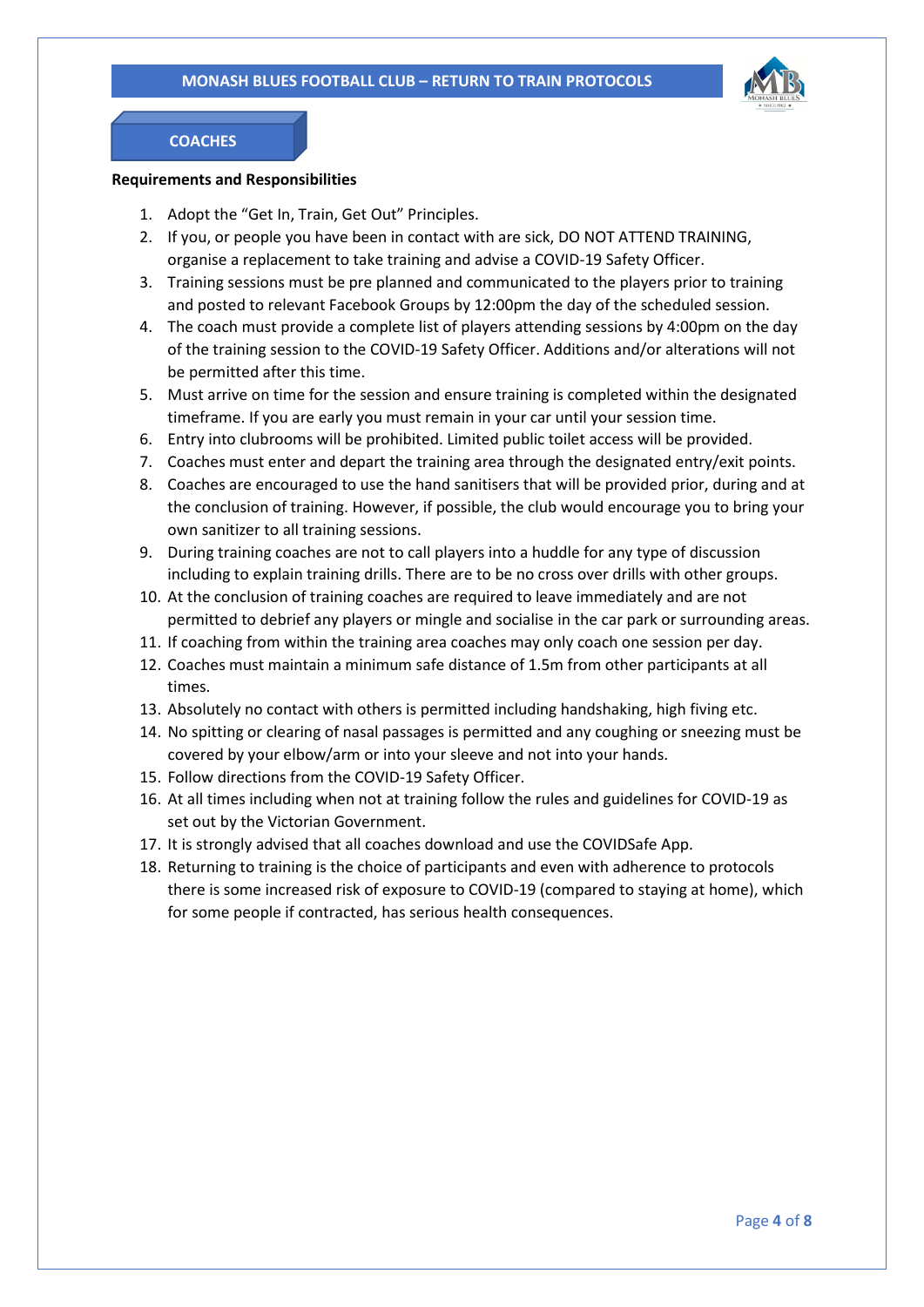## COACHES

**Requirements and Responsibilities**

1. Adopt the "Get In, Train, Get Out" Principles.
2. If you, or people you have been in contact with are sick, DO NOT ATTEND TRAINING, organise a replacement to take training and advise a COVID-19 Safety Officer.
3. Training sessions must be pre planned and communicated to the players prior to training and posted to relevant Facebook Groups by 12:00pm the day of the scheduled session.
4. The coach must provide a complete list of players attending sessions by 4:00pm on the day of the training session to the COVID-19 Safety Officer. Additions and/or alterations will not be permitted after this time.
5. Must arrive on time for the session and ensure training is completed within the designated timeframe. If you are early you must remain in your car until your session time.
6. Entry into clubrooms will be prohibited. Limited public toilet access will be provided.
7. Coaches must enter and depart the training area through the designated entry/exit points.
8. Coaches are encouraged to use the hand sanitisers that will be provided prior, during and at the conclusion of training. However, if possible, the club would encourage you to bring your own sanitizer to all training sessions.
9. During training coaches are not to call players into a huddle for any type of discussion including to explain training drills. There are to be no cross over drills with other groups.
10. At the conclusion of training coaches are required to leave immediately and are not permitted to debrief any players or mingle and socialise in the car park or surrounding areas.
11. If coaching from within the training area coaches may only coach one session per day.
12. Coaches must maintain a minimum safe distance of 1.5m from other participants at all times.
13. Absolutely no contact with others is permitted including handshaking, high fiving etc.
14. No spitting or clearing of nasal passages is permitted and any coughing or sneezing must be covered by your elbow/arm or into your sleeve and not into your hands.
15. Follow directions from the COVID-19 Safety Officer.
16. At all times including when not at training follow the rules and guidelines for COVID-19 as set out by the Victorian Government.
17. It is strongly advised that all coaches download and use the COVIDSafe App.
18. Returning to training is the choice of participants and even with adherence to protocols there is some increased risk of exposure to COVID-19 (compared to staying at home), which for some people if contracted, has serious health consequences.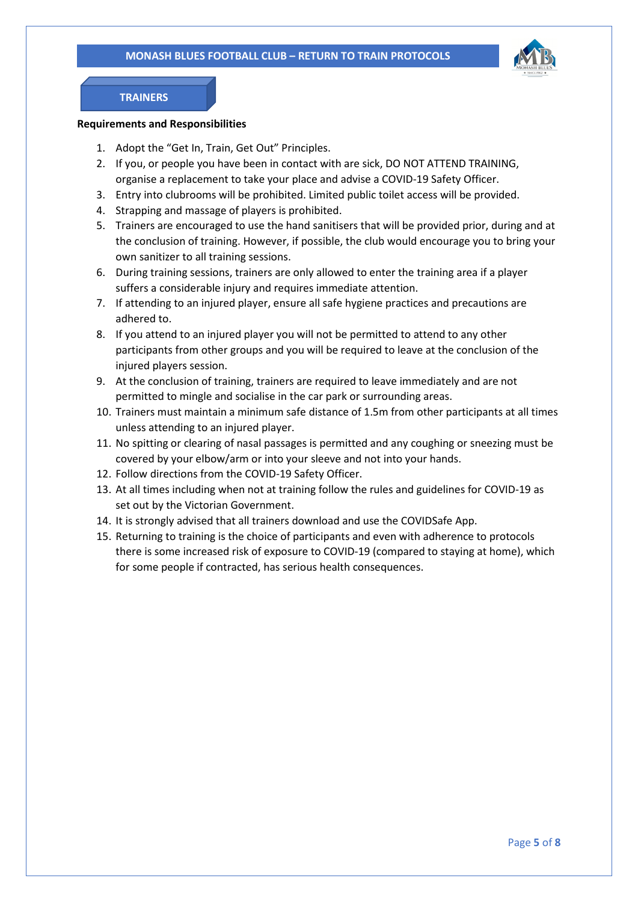## TRAINERS

**Requirements and Responsibilities**

1. Adopt the “Get In, Train, Get Out” Principles.
2. If you, or people you have been in contact with are sick, DO NOT ATTEND TRAINING, organise a replacement to take your place and advise a COVID-19 Safety Officer.
3. Entry into clubrooms will be prohibited. Limited public toilet access will be provided.
4. Strapping and massage of players is prohibited.
5. Trainers are encouraged to use the hand sanitisers that will be provided prior, during and at the conclusion of training. However, if possible, the club would encourage you to bring your own sanitizer to all training sessions.
6. During training sessions, trainers are only allowed to enter the training area if a player suffers a considerable injury and requires immediate attention.
7. If attending to an injured player, ensure all safe hygiene practices and precautions are adhered to.
8. If you attend to an injured player you will not be permitted to attend to any other participants from other groups and you will be required to leave at the conclusion of the injured players session.
9. At the conclusion of training, trainers are required to leave immediately and are not permitted to mingle and socialise in the car park or surrounding areas.
10. Trainers must maintain a minimum safe distance of 1.5m from other participants at all times unless attending to an injured player.
11. No spitting or clearing of nasal passages is permitted and any coughing or sneezing must be covered by your elbow/arm or into your sleeve and not into your hands.
12. Follow directions from the COVID-19 Safety Officer.
13. At all times including when not at training follow the rules and guidelines for COVID-19 as set out by the Victorian Government.
14. It is strongly advised that all trainers download and use the COVIDSafe App.
15. Returning to training is the choice of participants and even with adherence to protocols there is some increased risk of exposure to COVID-19 (compared to staying at home), which for some people if contracted, has serious health consequences.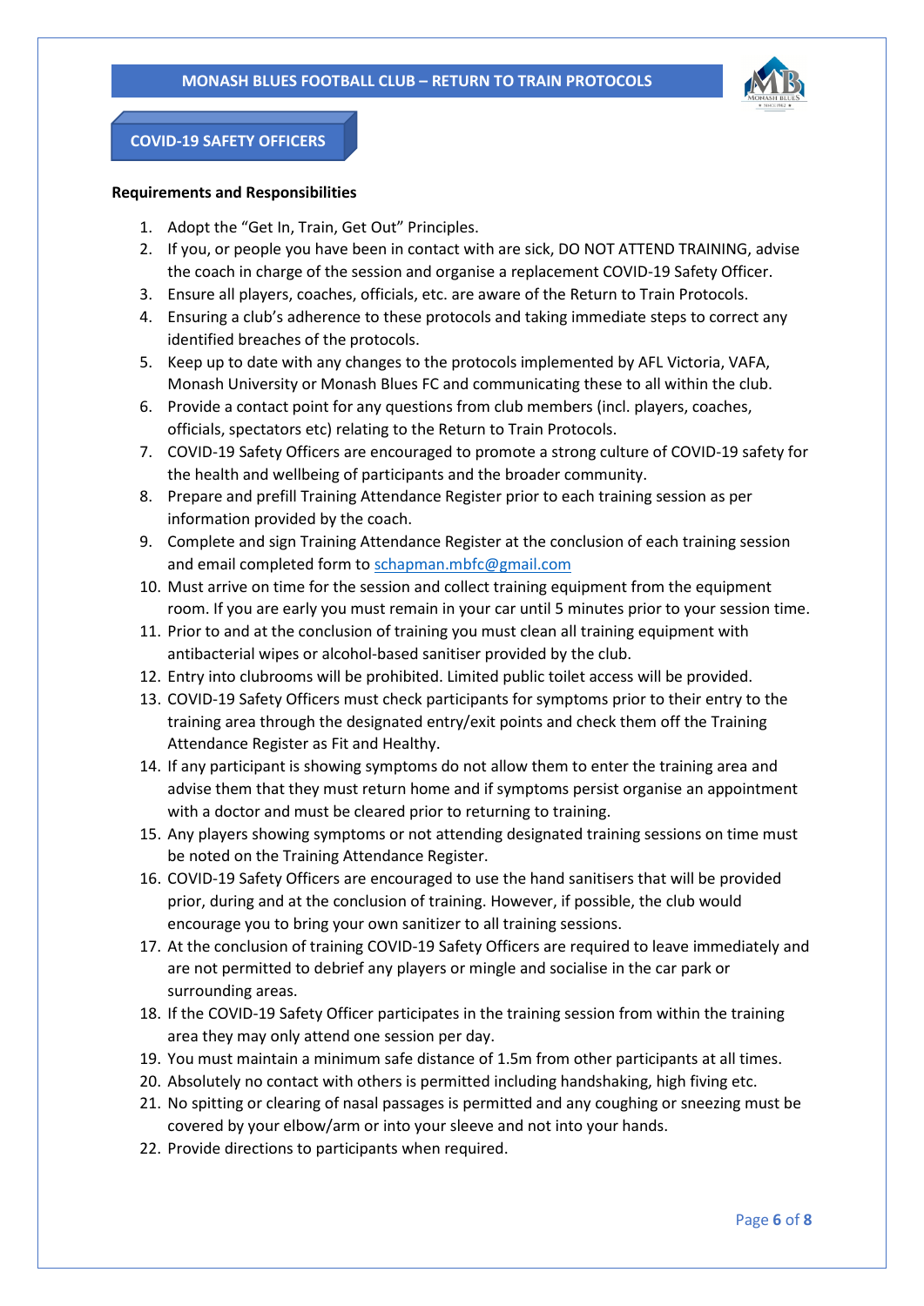## COVID-19 SAFETY OFFICERS

**Requirements and Responsibilities**

1. Adopt the "Get In, Train, Get Out" Principles.
2. If you, or people you have been in contact with are sick, DO NOT ATTEND TRAINING, advise the coach in charge of the session and organise a replacement COVID-19 Safety Officer.
3. Ensure all players, coaches, officials, etc. are aware of the Return to Train Protocols.
4. Ensuring a club's adherence to these protocols and taking immediate steps to correct any identified breaches of the protocols.
5. Keep up to date with any changes to the protocols implemented by AFL Victoria, VAFA, Monash University or Monash Blues FC and communicating these to all within the club.
6. Provide a contact point for any questions from club members (incl. players, coaches, officials, spectators etc) relating to the Return to Train Protocols.
7. COVID-19 Safety Officers are encouraged to promote a strong culture of COVID-19 safety for the health and wellbeing of participants and the broader community.
8. Prepare and prefill Training Attendance Register prior to each training session as per information provided by the coach.
9. Complete and sign Training Attendance Register at the conclusion of each training session and email completed form to schapman.mbfc@gmail.com
10. Must arrive on time for the session and collect training equipment from the equipment room. If you are early you must remain in your car until 5 minutes prior to your session time.
11. Prior to and at the conclusion of training you must clean all training equipment with antibacterial wipes or alcohol-based sanitiser provided by the club.
12. Entry into clubrooms will be prohibited. Limited public toilet access will be provided.
13. COVID-19 Safety Officers must check participants for symptoms prior to their entry to the training area through the designated entry/exit points and check them off the Training Attendance Register as Fit and Healthy.
14. If any participant is showing symptoms do not allow them to enter the training area and advise them that they must return home and if symptoms persist organise an appointment with a doctor and must be cleared prior to returning to training.
15. Any players showing symptoms or not attending designated training sessions on time must be noted on the Training Attendance Register.
16. COVID-19 Safety Officers are encouraged to use the hand sanitisers that will be provided prior, during and at the conclusion of training. However, if possible, the club would encourage you to bring your own sanitizer to all training sessions.
17. At the conclusion of training COVID-19 Safety Officers are required to leave immediately and are not permitted to debrief any players or mingle and socialise in the car park or surrounding areas.
18. If the COVID-19 Safety Officer participates in the training session from within the training area they may only attend one session per day.
19. You must maintain a minimum safe distance of 1.5m from other participants at all times.
20. Absolutely no contact with others is permitted including handshaking, high fiving etc.
21. No spitting or clearing of nasal passages is permitted and any coughing or sneezing must be covered by your elbow/arm or into your sleeve and not into your hands.
22. Provide directions to participants when required.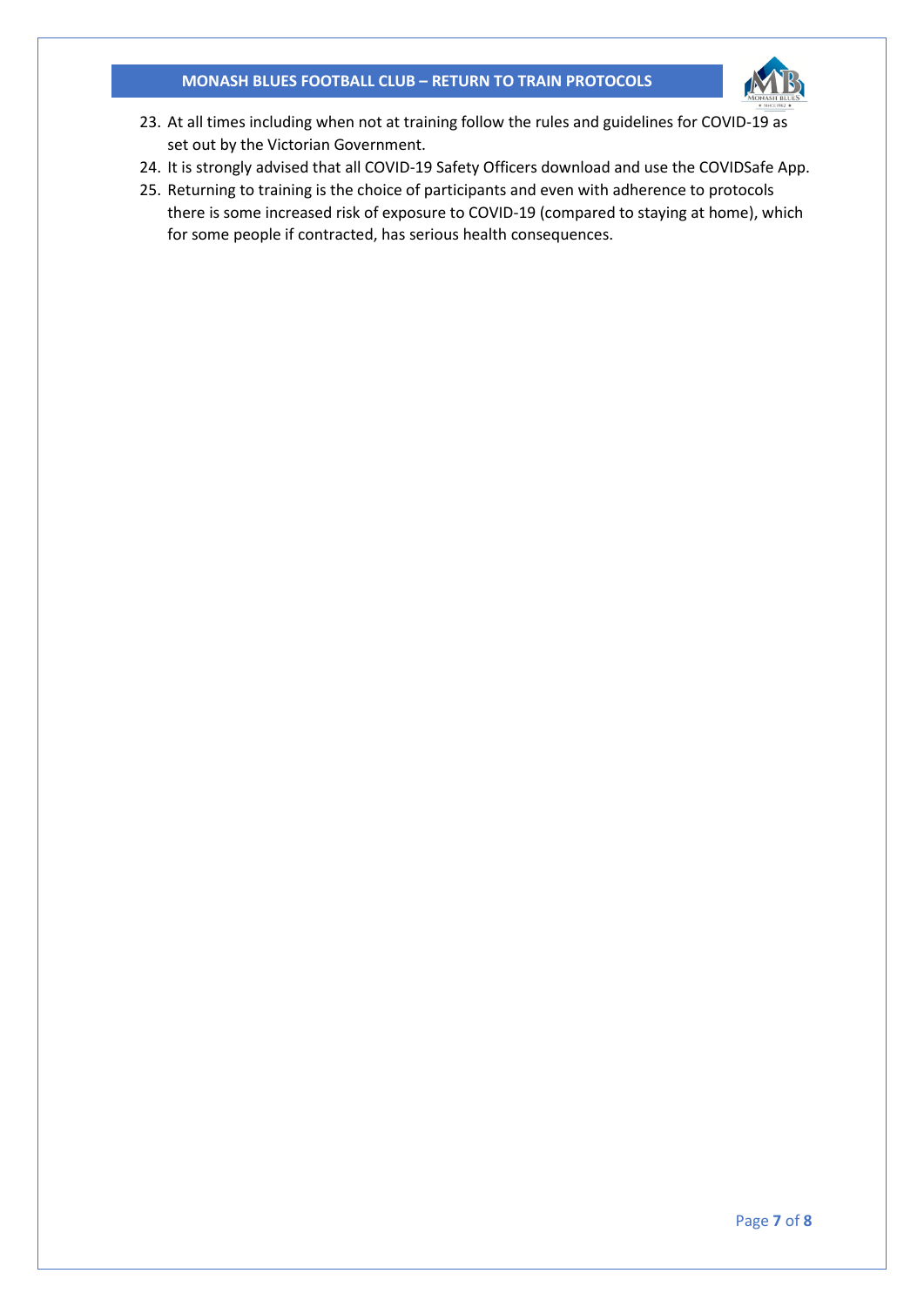23. At all times including when not at training follow the rules and guidelines for COVID-19 as set out by the Victorian Government.
24. It is strongly advised that all COVID-19 Safety Officers download and use the COVIDSafe App.
25. Returning to training is the choice of participants and even with adherence to protocols there is some increased risk of exposure to COVID-19 (compared to staying at home), which for some people if contracted, has serious health consequences.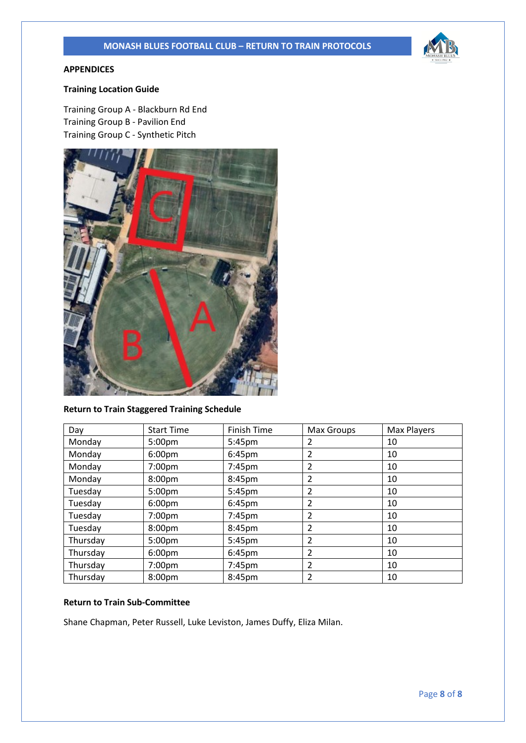**APPENDICES**

**Training Location Guide**

Training Group A - Blackburn Rd End
Training Group B - Pavilion End
Training Group C - Synthetic Pitch

**Return to Train Staggered Training Schedule**

| Day | Start Time | Finish Time | Max Groups | Max Players |
|---|---|---|---|---|
| Monday | 5:00pm | 5:45pm | 2 | 10 |
| Monday | 6:00pm | 6:45pm | 2 | 10 |
| Monday | 7:00pm | 7:45pm | 2 | 10 |
| Monday | 8:00pm | 8:45pm | 2 | 10 |
| Tuesday | 5:00pm | 5:45pm | 2 | 10 |
| Tuesday | 6:00pm | 6:45pm | 2 | 10 |
| Tuesday | 7:00pm | 7:45pm | 2 | 10 |
| Tuesday | 8:00pm | 8:45pm | 2 | 10 |
| Thursday | 5:00pm | 5:45pm | 2 | 10 |
| Thursday | 6:00pm | 6:45pm | 2 | 10 |
| Thursday | 7:00pm | 7:45pm | 2 | 10 |
| Thursday | 8:00pm | 8:45pm | 2 | 10 |

**Return to Train Sub-Committee**

Shane Chapman, Peter Russell, Luke Leviston, James Duffy, Eliza Milan.